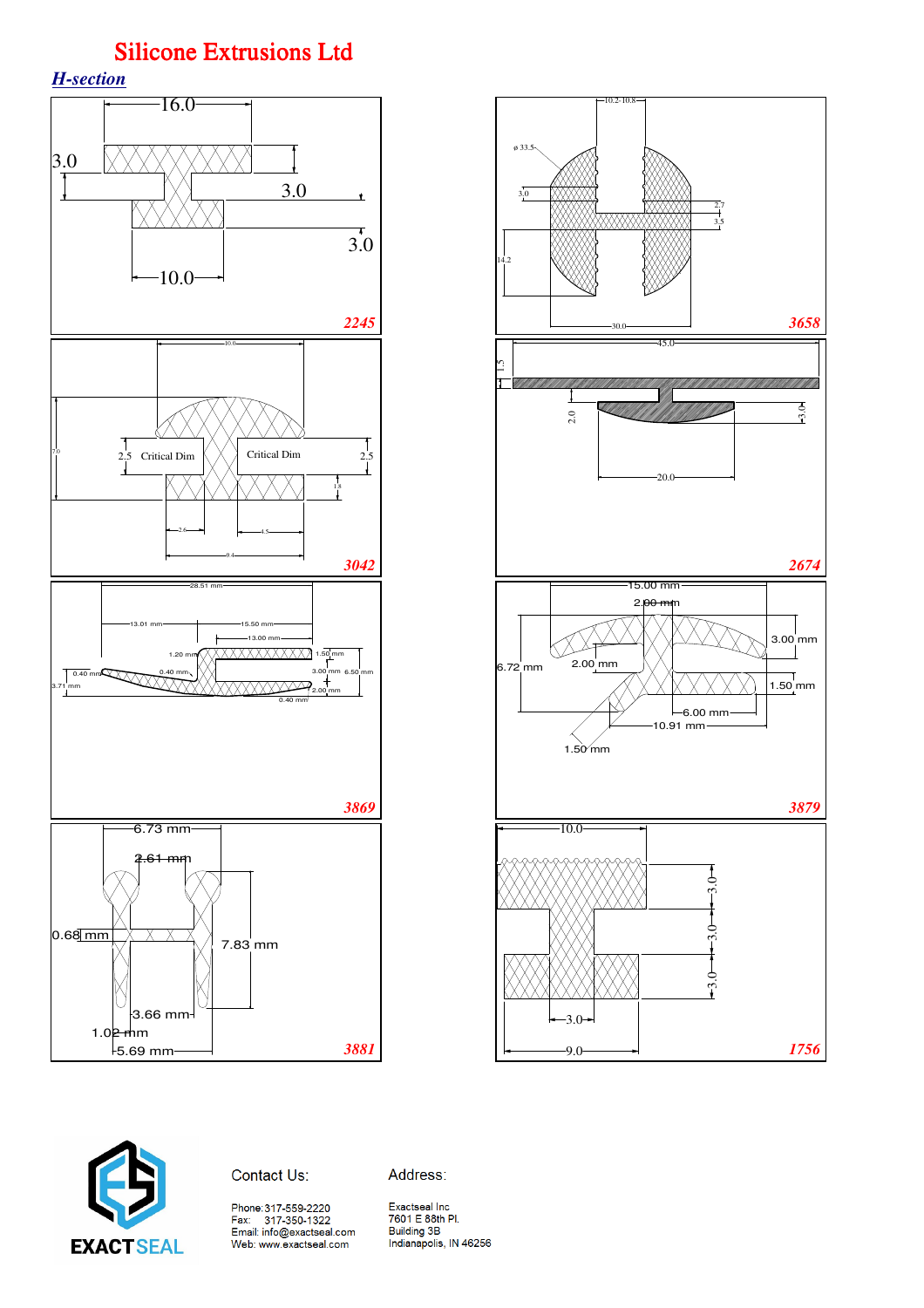# Silicone Extrusions Ltd

## *H-section*

16.0
3.0
3.0
3.0
10.0
**2245**

10.2-10.8
ø 33.5
3.0
2.7
3.5
14.2
30.0
**3658**

10.0
7.0
2.5 Critical Dim
Critical Dim 2.5
1.8
2.6
4.5
9.4
**3042**

45.0
1.5
2.0
3.0
20.0
**2674**

28.51 mm
13.01 mm
15.50 mm
13.00 mm
1.20 mm
1.50 mm
0.40 mm
0.40 mm
3.00 mm
6.50 mm
3.71 mm
2.00 mm
0.40 mm
**3869**

15.00 mm
2.00 mm
6.72 mm
2.00 mm
3.00 mm
1.50 mm
6.00 mm
10.91 mm
1.50 mm
**3879**

6.73 mm
2.61 mm
0.68 mm
7.83 mm
3.66 mm
1.02 mm
5.69 mm
**3881**

10.0
3.0
3.0
3.0
3.0
9.0
**1756**

EXACTSEAL

Contact Us:

Phone: 317-559-2220
Fax: 317-350-1322
Email: info@exactseal.com
Web: www.exactseal.com

Address:

Exactseal Inc
7601 E 88th Pl.
Building 3B
Indianapolis, IN 46256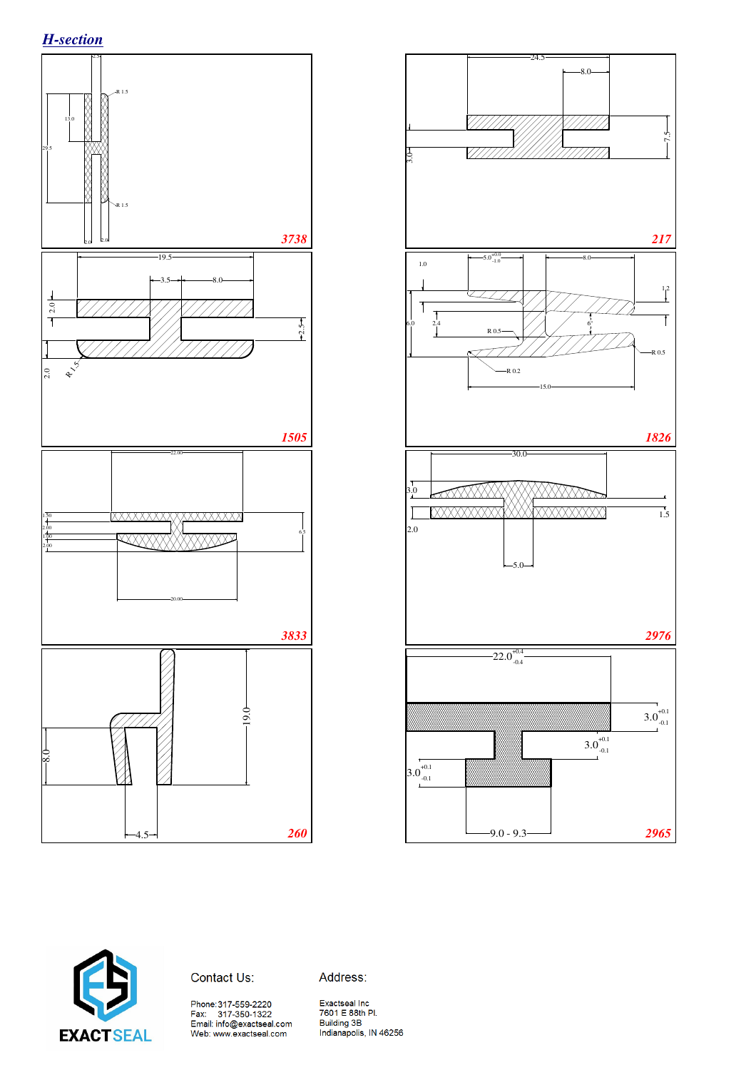## *H-section*

**3738**

2.5, R 1.5, 13.0, 29.5, R 1.5, 2.0, 2.0

**217**

24.5, 8.0, 7.5, 3.0

**1505**

19.5, 3.5, 8.0, 2.0, 2.5, 2.0, R 1.5

**1826**

1.0, $5.0^{+0.0}_{-1.0}$, 8.0, 1.2, 6.0, 2.4, R 0.5, 6°, R 0.5, R 0.2, 15.0

**3833**

22.00, 1.50, 2.00, 1.00, 2.00, 6.5, 20.00

**2976**

30.0, 3.0, 1.5, 2.0, 5.0

**260**

19.0, 8.0, 4.5

**2965**

$22.0^{+0.4}_{-0.4}$, $3.0^{+0.1}_{-0.1}$, $3.0^{+0.1}_{-0.1}$, $3.0^{+0.1}_{-0.1}$, 9.0 - 9.3

EXACTSEAL

Contact Us:

Phone: 317-559-2220
Fax: 317-350-1322
Email: info@exactseal.com
Web: www.exactseal.com

Address:

Exactseal Inc
7601 E 88th Pl.
Building 3B
Indianapolis, IN 46256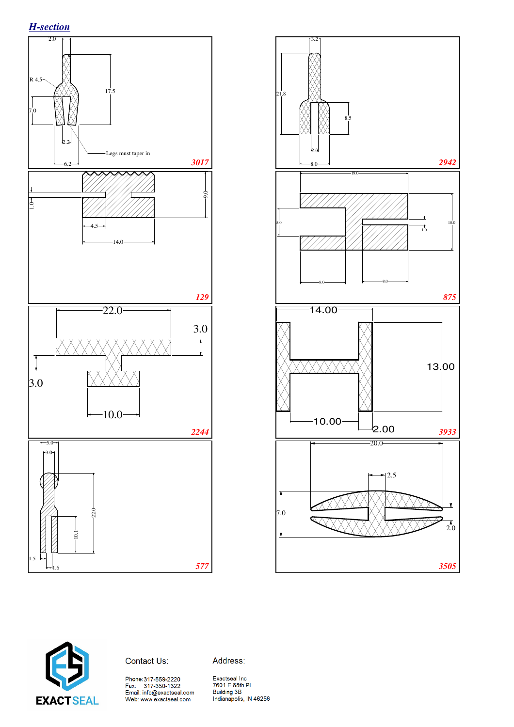## H-section

2.0

R 4.5

17.5

7.0

2.2

Legs must taper in

6.2

3017

3.2

21.8

8.5

2.0

8.0

2942

9.0

1.0

4.5

14.0

129

19.0

5.0

10.0

1.0

8.0

8.0

875

22.0

3.0

3.0

10.0

2244

14.00

13.00

10.00

2.00

3933

5.0

3.0

22.0

10.1

1.5

1.6

577

20.0

2.5

7.0

2.0

3505

EXACTSEAL

Contact Us:

Phone: 317-559-2220
Fax: 317-350-1322
Email: info@exactseal.com
Web: www.exactseal.com

Address:

Exactseal Inc
7601 E 88th Pl.
Building 3B
Indianapolis, IN 46256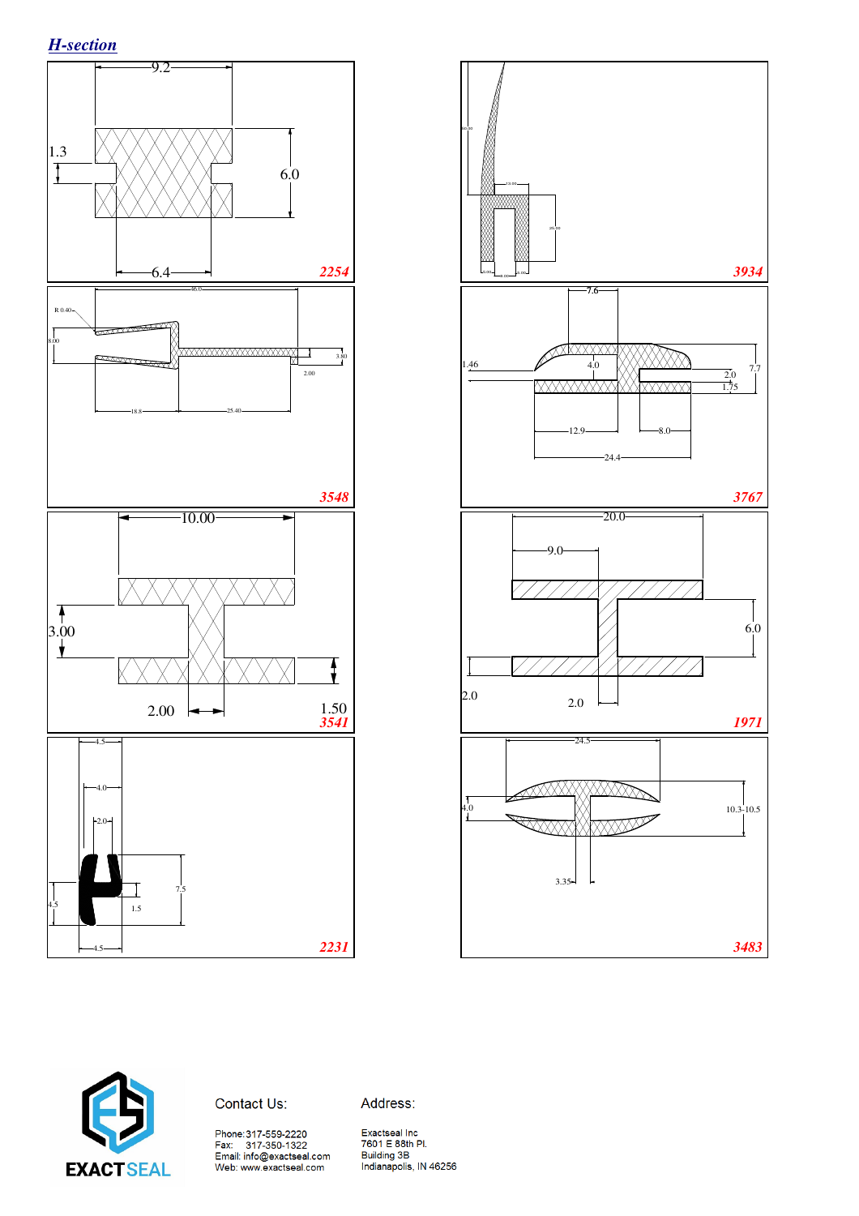## *H-section*

**2254**

9.2

1.3

6.0

6.4

**3934**

60.00

15.00

25.00

4.00

6.00

4.00

**3548**

R 0.40

46.0

8.00

3.80

2.00

18.8

25.40

**3767**

7.6

1.46

4.0

2.0

7.7

1.75

12.9

8.0

24.4

**3541**

10.00

3.00

2.00

1.50

**1971**

20.0

9.0

6.0

2.0

2.0

**2231**

4.5

4.0

2.0

7.5

4.5

1.5

4.5

**3483**

24.5

4.0

10.3-10.5

3.35

---

EXACTSEAL

Contact Us:

Phone: 317-559-2220
Fax: 317-350-1322
Email: info@exactseal.com
Web: www.exactseal.com

Address:

Exactseal Inc
7601 E 88th Pl.
Building 3B
Indianapolis, IN 46256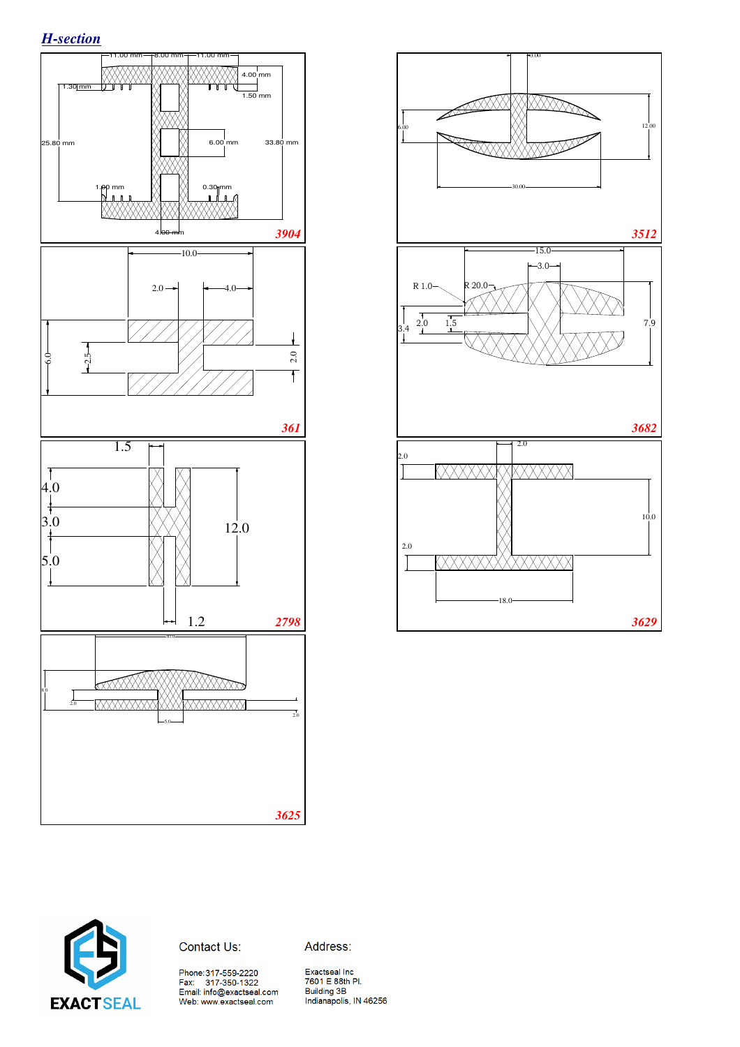## *H-section*

11.00 mm
8.00 mm
11.00 mm
4.00 mm
1.30 mm
1.50 mm
25.80 mm
6.00 mm
33.80 mm
1.00 mm
0.30 mm
4.00 mm
**3904**

3.00
6.00
12.00
30.00
**3512**

10.0
2.0
4.0
6.0
2.5
2.0
**361**

15.0
3.0
R 1.0
R 20.0
3.4
2.0
1.5
7.9
**3682**

1.5
4.0
3.0
12.0
5.0
1.2
**2798**

2.0
2.0
10.0
2.0
18.0
**3629**

30.0
8.0
2.0
2.0
5.0
**3625**

EXACTSEAL

Contact Us:

Phone: 317-559-2220
Fax: 317-350-1322
Email: info@exactseal.com
Web: www.exactseal.com

Address:

Exactseal Inc
7601 E 88th Pl.
Building 3B
Indianapolis, IN 46256